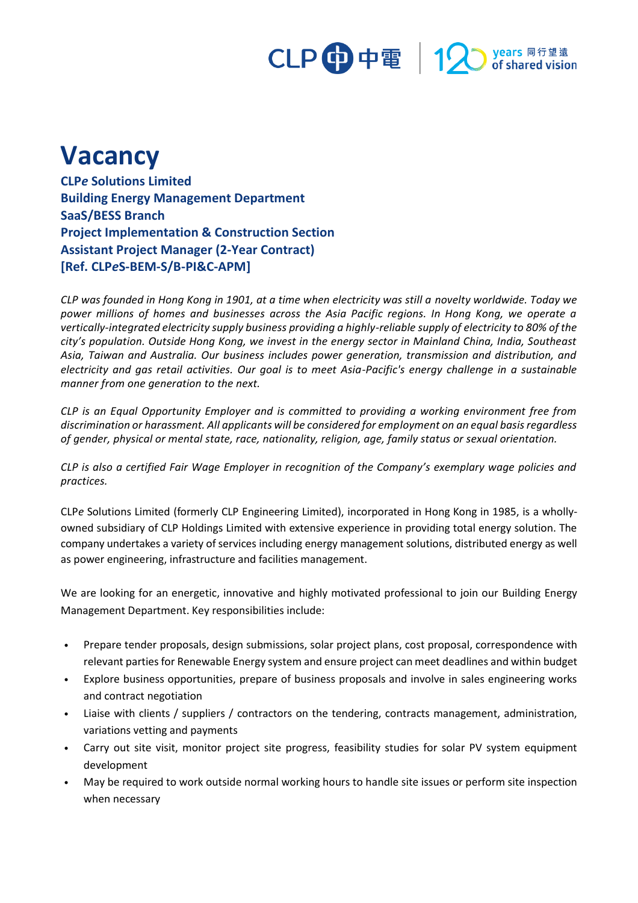# Vacancy

**CLP*e* Solutions Limited**
**Building Energy Management Department**
**SaaS/BESS Branch**
**Project Implementation & Construction Section**
**Assistant Project Manager (2-Year Contract)**
**[Ref. CLP*e*S-BEM-S/B-PI&C-APM]**

*CLP was founded in Hong Kong in 1901, at a time when electricity was still a novelty worldwide. Today we power millions of homes and businesses across the Asia Pacific regions. In Hong Kong, we operate a vertically-integrated electricity supply business providing a highly-reliable supply of electricity to 80% of the city's population. Outside Hong Kong, we invest in the energy sector in Mainland China, India, Southeast Asia, Taiwan and Australia. Our business includes power generation, transmission and distribution, and electricity and gas retail activities. Our goal is to meet Asia-Pacific's energy challenge in a sustainable manner from one generation to the next.*

*CLP is an Equal Opportunity Employer and is committed to providing a working environment free from discrimination or harassment. All applicants will be considered for employment on an equal basis regardless of gender, physical or mental state, race, nationality, religion, age, family status or sexual orientation.*

*CLP is also a certified Fair Wage Employer in recognition of the Company's exemplary wage policies and practices.*

CLP*e* Solutions Limited (formerly CLP Engineering Limited), incorporated in Hong Kong in 1985, is a wholly-owned subsidiary of CLP Holdings Limited with extensive experience in providing total energy solution. The company undertakes a variety of services including energy management solutions, distributed energy as well as power engineering, infrastructure and facilities management.

We are looking for an energetic, innovative and highly motivated professional to join our Building Energy Management Department. Key responsibilities include:

- Prepare tender proposals, design submissions, solar project plans, cost proposal, correspondence with relevant parties for Renewable Energy system and ensure project can meet deadlines and within budget
- Explore business opportunities, prepare of business proposals and involve in sales engineering works and contract negotiation
- Liaise with clients / suppliers / contractors on the tendering, contracts management, administration, variations vetting and payments
- Carry out site visit, monitor project site progress, feasibility studies for solar PV system equipment development
- May be required to work outside normal working hours to handle site issues or perform site inspection when necessary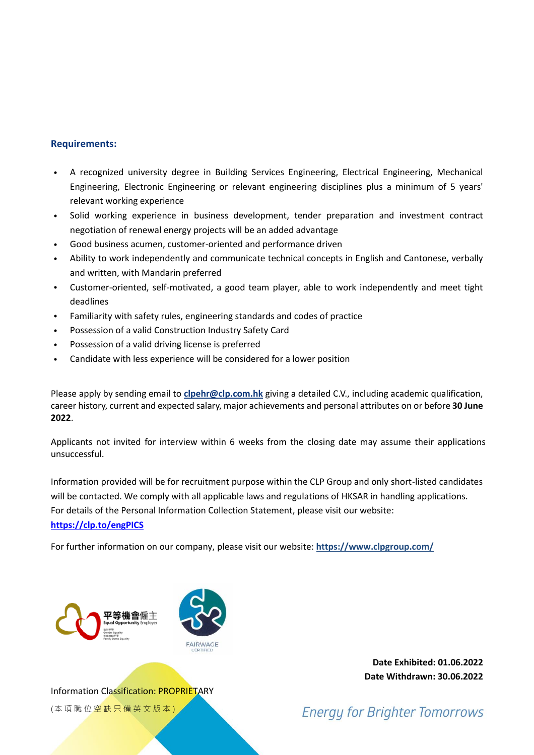**Requirements:**

- A recognized university degree in Building Services Engineering, Electrical Engineering, Mechanical Engineering, Electronic Engineering or relevant engineering disciplines plus a minimum of 5 years' relevant working experience
- Solid working experience in business development, tender preparation and investment contract negotiation of renewal energy projects will be an added advantage
- Good business acumen, customer-oriented and performance driven
- Ability to work independently and communicate technical concepts in English and Cantonese, verbally and written, with Mandarin preferred
- Customer-oriented, self-motivated, a good team player, able to work independently and meet tight deadlines
- Familiarity with safety rules, engineering standards and codes of practice
- Possession of a valid Construction Industry Safety Card
- Possession of a valid driving license is preferred
- Candidate with less experience will be considered for a lower position

Please apply by sending email to **clpehr@clp.com.hk** giving a detailed C.V., including academic qualification, career history, current and expected salary, major achievements and personal attributes on or before **30 June 2022**.

Applicants not invited for interview within 6 weeks from the closing date may assume their applications unsuccessful.

Information provided will be for recruitment purpose within the CLP Group and only short-listed candidates will be contacted. We comply with all applicable laws and regulations of HKSAR in handling applications. For details of the Personal Information Collection Statement, please visit our website: **https://clp.to/engPICS**

For further information on our company, please visit our website: **https://www.clpgroup.com/**

平等機會僱主 Equal Opportunity Employer

FAIRWAGE CERTIFIED

**Date Exhibited: 01.06.2022**
**Date Withdrawn: 30.06.2022**

Information Classification: PROPRIETARY

(本項職位空缺只備英文版本)

*Energy for Brighter Tomorrows*